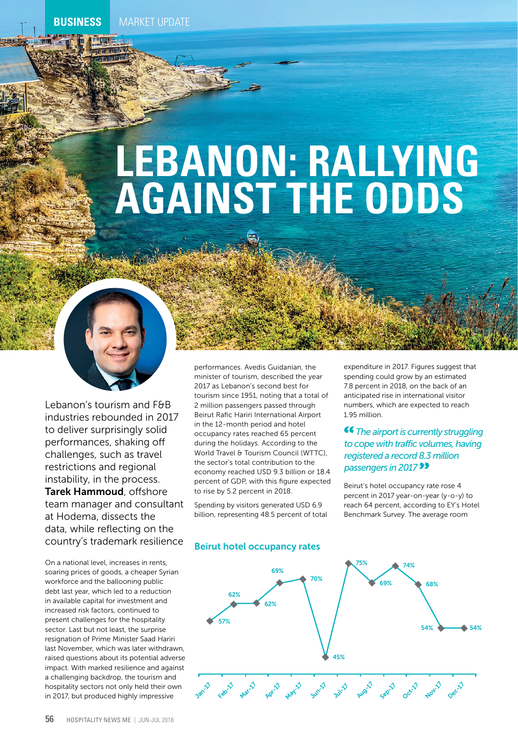BUSINESS MARKET UPDATE

# LEBANON: RALLYING AGAINST THE ODDS

Lebanon's tourism and F&B industries rebounded in 2017 to deliver surprisingly solid performances, shaking off challenges, such as travel restrictions and regional instability, in the process. **Tarek Hammoud**, offshore team manager and consultant at Hodema, dissects the data, while reflecting on the country's trademark resilience

On a national level, increases in rents, soaring prices of goods, a cheaper Syrian workforce and the ballooning public debt last year, which led to a reduction in available capital for investment and increased risk factors, continued to present challenges for the hospitality sector. Last but not least, the surprise resignation of Prime Minister Saad Hariri last November, which was later withdrawn, raised questions about its potential adverse impact. With marked resilience and against a challenging backdrop, the tourism and hospitality sectors not only held their own in 2017, but produced highly impressive performances. Avedis Guidanian, the minister of tourism, described the year 2017 as Lebanon's second best for tourism since 1951, noting that a total of 2 million passengers passed through Beirut Rafic Hariri International Airport in the 12-month period and hotel occupancy rates reached 65 percent during the holidays. According to the World Travel & Tourism Council (WTTC), the sector's total contribution to the economy reached USD 9.3 billion or 18.4 percent of GDP, with this figure expected to rise by 5.2 percent in 2018.

Spending by visitors generated USD 6.9 billion, representing 48.5 percent of total expenditure in 2017. Figures suggest that spending could grow by an estimated 7.8 percent in 2018, on the back of an anticipated rise in international visitor numbers, which are expected to reach 1.95 million.

> *"The airport is currently struggling to cope with traffic volumes, having registered a record 8.3 million passengers in 2017"*

Beirut's hotel occupancy rate rose 4 percent in 2017 year-on-year (y-o-y) to reach 64 percent, according to EY's Hotel Benchmark Survey. The average room

**Beirut hotel occupancy rates**

| Month | Occupancy |
|---|---|
| Jan-17 | 57% |
| Feb-17 | 62% |
| Mar-17 | 62% |
| Apr-17 | 69% |
| May-17 | 70% |
| Jun-17 | 45% |
| Jul-17 | 75% |
| Aug-17 | 69% |
| Sep-17 | 74% |
| Oct-17 | 68% |
| Nov-17 | 54% |
| Dec-17 | 54% |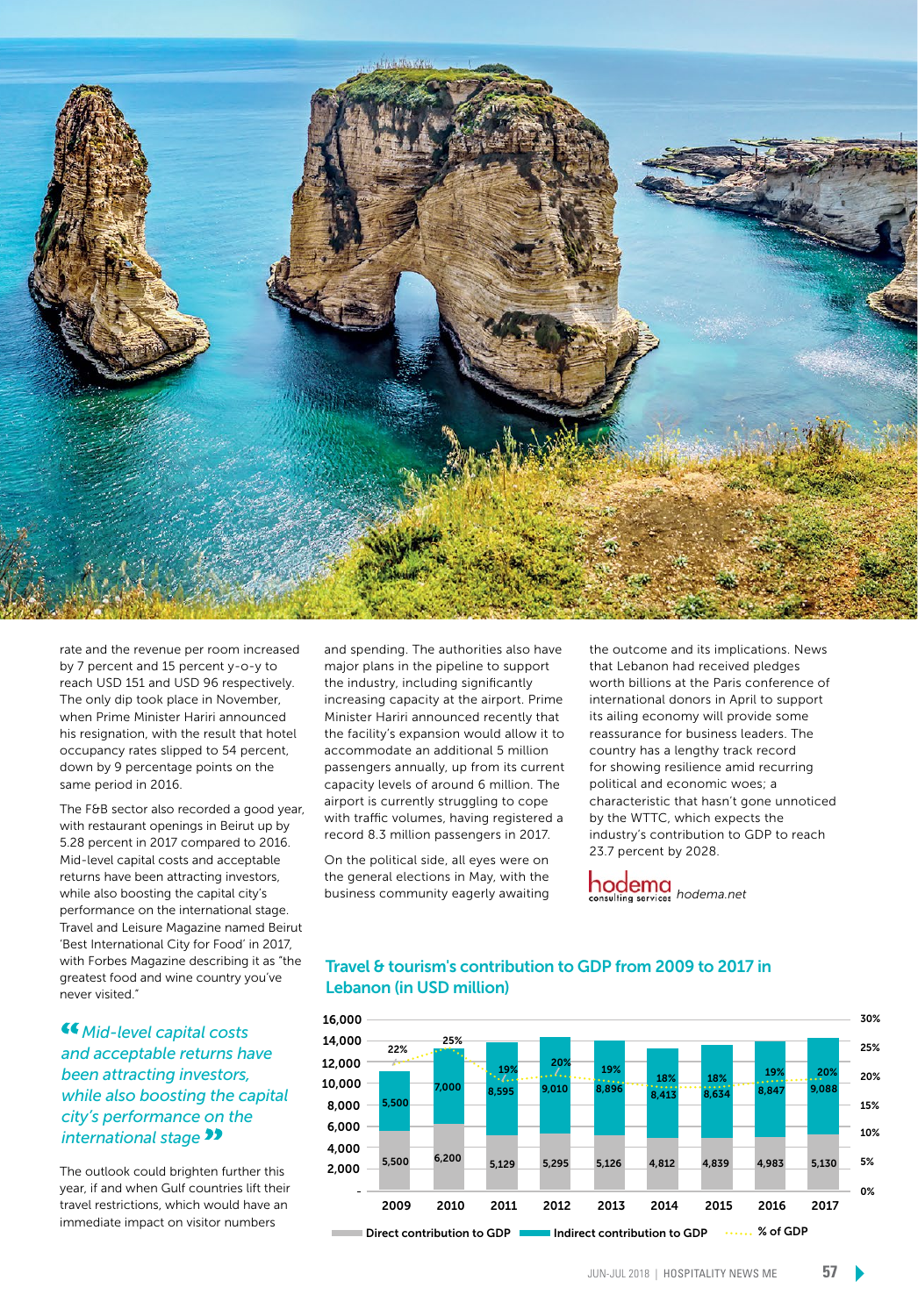rate and the revenue per room increased by 7 percent and 15 percent y-o-y to reach USD 151 and USD 96 respectively. The only dip took place in November, when Prime Minister Hariri announced his resignation, with the result that hotel occupancy rates slipped to 54 percent, down by 9 percentage points on the same period in 2016.

The F&B sector also recorded a good year, with restaurant openings in Beirut up by 5.28 percent in 2017 compared to 2016. Mid-level capital costs and acceptable returns have been attracting investors, while also boosting the capital city's performance on the international stage. Travel and Leisure Magazine named Beirut 'Best International City for Food' in 2017, with Forbes Magazine describing it as "the greatest food and wine country you've never visited."

> *Mid-level capital costs and acceptable returns have been attracting investors, while also boosting the capital city's performance on the international stage*

The outlook could brighten further this year, if and when Gulf countries lift their travel restrictions, which would have an immediate impact on visitor numbers and spending. The authorities also have major plans in the pipeline to support the industry, including significantly increasing capacity at the airport. Prime Minister Hariri announced recently that the facility's expansion would allow it to accommodate an additional 5 million passengers annually, up from its current capacity levels of around 6 million. The airport is currently struggling to cope with traffic volumes, having registered a record 8.3 million passengers in 2017.

On the political side, all eyes were on the general elections in May, with the business community eagerly awaiting the outcome and its implications. News that Lebanon had received pledges worth billions at the Paris conference of international donors in April to support its ailing economy will provide some reassurance for business leaders. The country has a lengthy track record for showing resilience amid recurring political and economic woes; a characteristic that hasn't gone unnoticed by the WTTC, which expects the industry's contribution to GDP to reach 23.7 percent by 2028.

hodema consulting services *hodema.net*

## Travel & tourism's contribution to GDP from 2009 to 2017 in Lebanon (in USD million)

16,000
14,000
12,000
10,000
8,000
6,000
4,000
2,000
-

30%
25%
20%
15%
10%
5%
0%

2009: 5,500 / 5,500 / 22%
2010: 6,200 / 7,000 / 25%
2011: 5,129 / 8,595 / 19%
2012: 5,295 / 9,010 / 20%
2013: 5,126 / 8,896 / 19%
2014: 4,812 / 8,413 / 18%
2015: 4,839 / 8,634 / 18%
2016: 4,983 / 8,847 / 19%
2017: 5,130 / 9,088 / 20%

Direct contribution to GDP
Indirect contribution to GDP
% of GDP